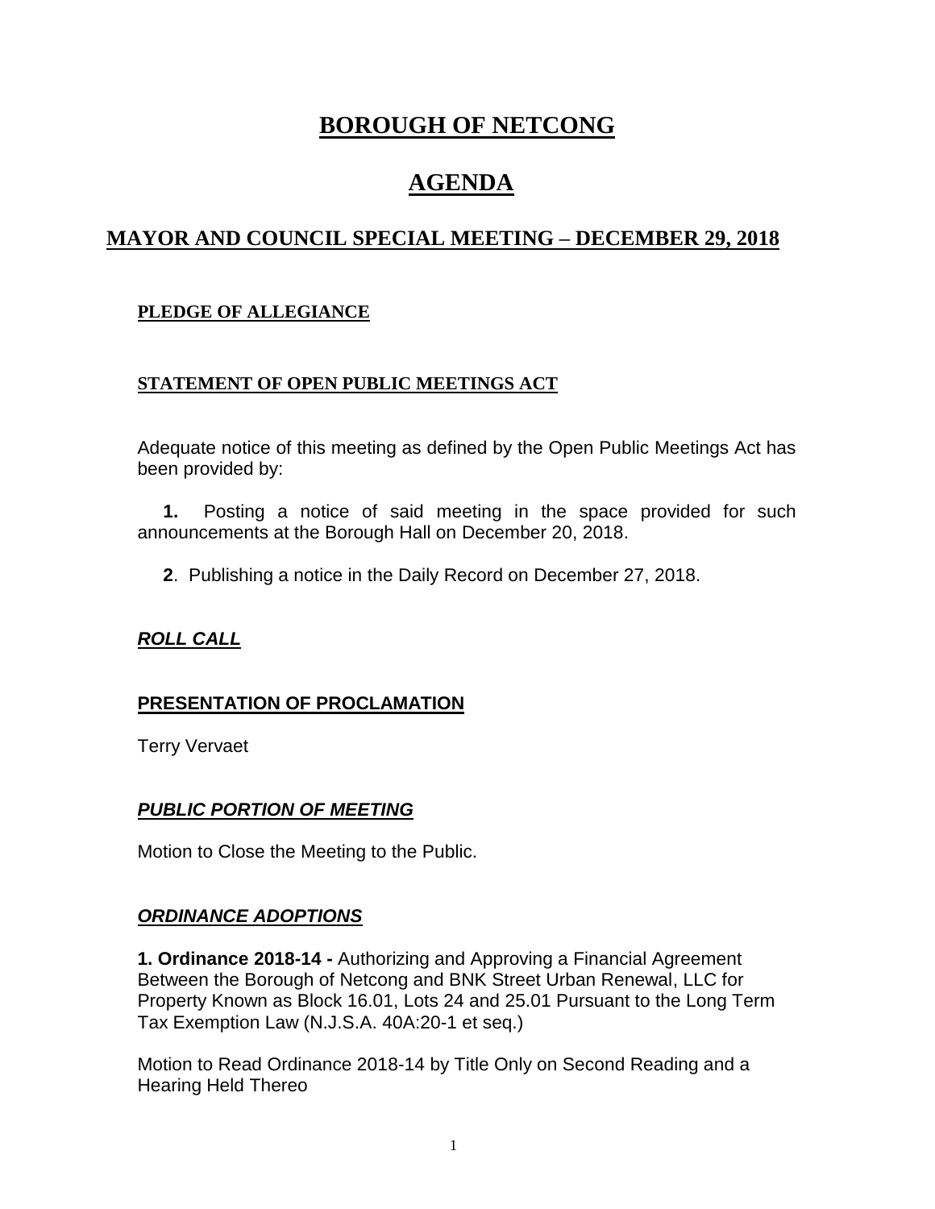# BOROUGH OF NETCONG

# AGENDA

## MAYOR AND COUNCIL SPECIAL MEETING – DECEMBER 29, 2018

### PLEDGE OF ALLEGIANCE

### STATEMENT OF OPEN PUBLIC MEETINGS ACT

Adequate notice of this meeting as defined by the Open Public Meetings Act has been provided by:

**1.** Posting a notice of said meeting in the space provided for such announcements at the Borough Hall on December 20, 2018.

**2**. Publishing a notice in the Daily Record on December 27, 2018.

### *ROLL CALL*

### PRESENTATION OF PROCLAMATION

Terry Vervaet

### *PUBLIC PORTION OF MEETING*

Motion to Close the Meeting to the Public.

### *ORDINANCE ADOPTIONS*

**1. Ordinance 2018-14 -** Authorizing and Approving a Financial Agreement Between the Borough of Netcong and BNK Street Urban Renewal, LLC for Property Known as Block 16.01, Lots 24 and 25.01 Pursuant to the Long Term Tax Exemption Law (N.J.S.A. 40A:20-1 et seq.)

Motion to Read Ordinance 2018-14 by Title Only on Second Reading and a Hearing Held Thereo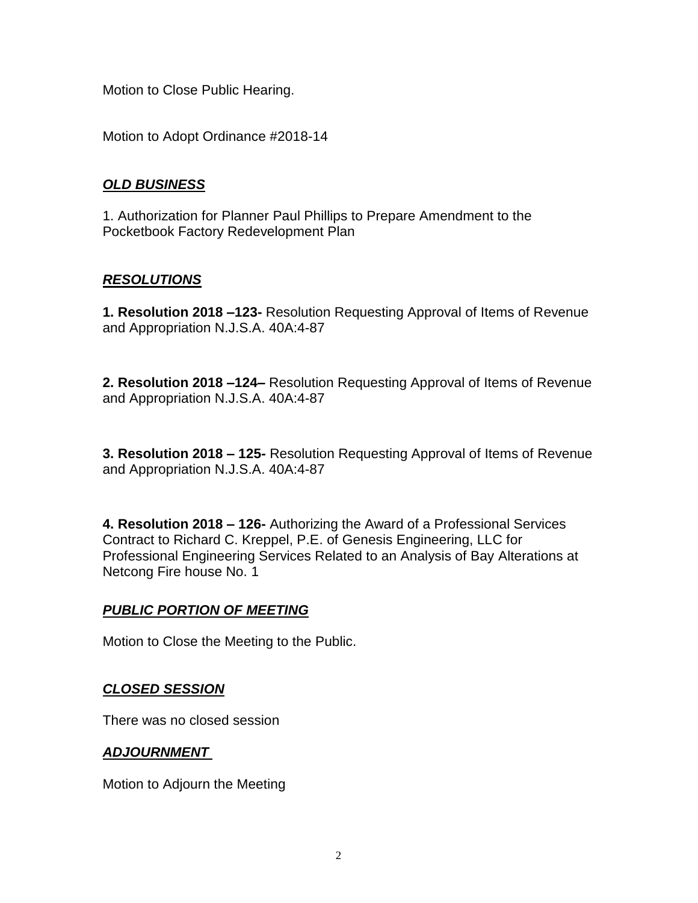Motion to Close Public Hearing.

Motion to Adopt Ordinance #2018-14

## ***OLD BUSINESS***

1. Authorization for Planner Paul Phillips to Prepare Amendment to the Pocketbook Factory Redevelopment Plan

## ***RESOLUTIONS***

**1. Resolution 2018 –123-** Resolution Requesting Approval of Items of Revenue and Appropriation N.J.S.A. 40A:4-87

**2. Resolution 2018 –124–** Resolution Requesting Approval of Items of Revenue and Appropriation N.J.S.A. 40A:4-87

**3. Resolution 2018 – 125-** Resolution Requesting Approval of Items of Revenue and Appropriation N.J.S.A. 40A:4-87

**4. Resolution 2018 – 126-** Authorizing the Award of a Professional Services Contract to Richard C. Kreppel, P.E. of Genesis Engineering, LLC for Professional Engineering Services Related to an Analysis of Bay Alterations at Netcong Fire house No. 1

## ***PUBLIC PORTION OF MEETING***

Motion to Close the Meeting to the Public.

## ***CLOSED SESSION***

There was no closed session

## ***ADJOURNMENT***

Motion to Adjourn the Meeting